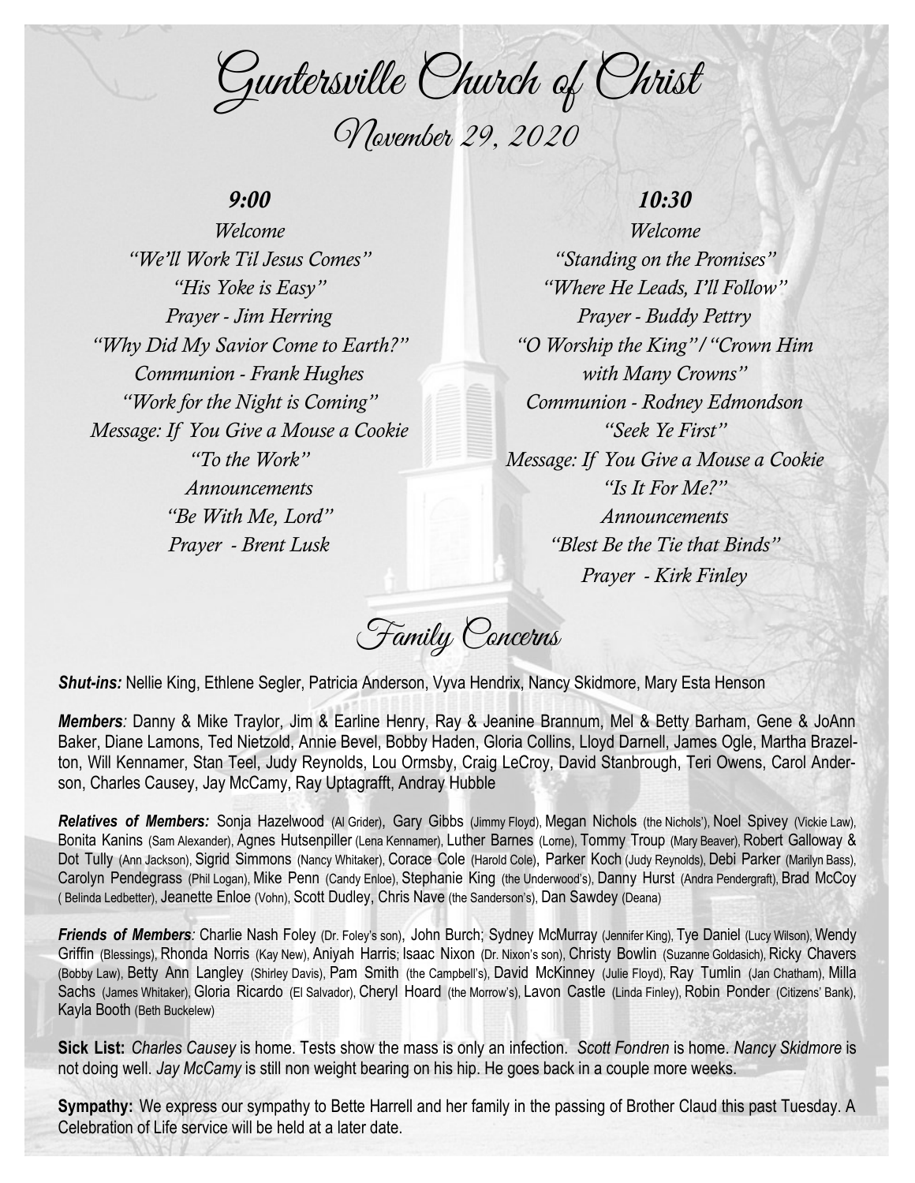# Guntersville Church of Christ

## November 29, 2020

### 9:00

*Welcome*
*"We'll Work Til Jesus Comes"*
*"His Yoke is Easy"*
*Prayer - Jim Herring*
*"Why Did My Savior Come to Earth?"*
*Communion - Frank Hughes*
*"Work for the Night is Coming"*
*Message: If You Give a Mouse a Cookie*
*"To the Work"*
*Announcements*
*"Be With Me, Lord"*
*Prayer - Brent Lusk*

### 10:30

*Welcome*
*"Standing on the Promises"*
*"Where He Leads, I'll Follow"*
*Prayer - Buddy Pettry*
*"O Worship the King"/"Crown Him with Many Crowns"*
*Communion - Rodney Edmondson*
*"Seek Ye First"*
*Message: If You Give a Mouse a Cookie*
*"Is It For Me?"*
*Announcements*
*"Blest Be the Tie that Binds"*
*Prayer - Kirk Finley*

## Family Concerns

***Shut-ins:*** Nellie King, Ethlene Segler, Patricia Anderson, Vyva Hendrix, Nancy Skidmore, Mary Esta Henson

***Members**:* Danny & Mike Traylor, Jim & Earline Henry, Ray & Jeanine Brannum, Mel & Betty Barham, Gene & JoAnn Baker, Diane Lamons, Ted Nietzold, Annie Bevel, Bobby Haden, Gloria Collins, Lloyd Darnell, James Ogle, Martha Brazelton, Will Kennamer, Stan Teel, Judy Reynolds, Lou Ormsby, Craig LeCroy, David Stanbrough, Teri Owens, Carol Anderson, Charles Causey, Jay McCamy, Ray Uptagrafft, Andray Hubble

***Relatives of Members:*** Sonja Hazelwood (Al Grider), Gary Gibbs (Jimmy Floyd), Megan Nichols (the Nichols'), Noel Spivey (Vickie Law), Bonita Kanins (Sam Alexander), Agnes Hutsenpiller (Lena Kennamer), Luther Barnes (Lorne), Tommy Troup (Mary Beaver), Robert Galloway & Dot Tully (Ann Jackson), Sigrid Simmons (Nancy Whitaker), Corace Cole (Harold Cole), Parker Koch (Judy Reynolds), Debi Parker (Marilyn Bass), Carolyn Pendegrass (Phil Logan), Mike Penn (Candy Enloe), Stephanie King (the Underwood's), Danny Hurst (Andra Pendergraft), Brad McCoy ( Belinda Ledbetter), Jeanette Enloe (Vohn), Scott Dudley, Chris Nave (the Sanderson's), Dan Sawdey (Deana)

***Friends of Members**:* Charlie Nash Foley (Dr. Foley's son), John Burch; Sydney McMurray (Jennifer King), Tye Daniel (Lucy Wilson), Wendy Griffin (Blessings), Rhonda Norris (Kay New), Aniyah Harris; Isaac Nixon (Dr. Nixon's son), Christy Bowlin (Suzanne Goldasich), Ricky Chavers (Bobby Law), Betty Ann Langley (Shirley Davis), Pam Smith (the Campbell's), David McKinney (Julie Floyd), Ray Tumlin (Jan Chatham), Milla Sachs (James Whitaker), Gloria Ricardo (El Salvador), Cheryl Hoard (the Morrow's), Lavon Castle (Linda Finley), Robin Ponder (Citizens' Bank), Kayla Booth (Beth Buckelew)

**Sick List:** *Charles Causey* is home. Tests show the mass is only an infection. *Scott Fondren* is home. *Nancy Skidmore* is not doing well. *Jay McCamy* is still non weight bearing on his hip. He goes back in a couple more weeks.

**Sympathy:** We express our sympathy to Bette Harrell and her family in the passing of Brother Claud this past Tuesday. A Celebration of Life service will be held at a later date.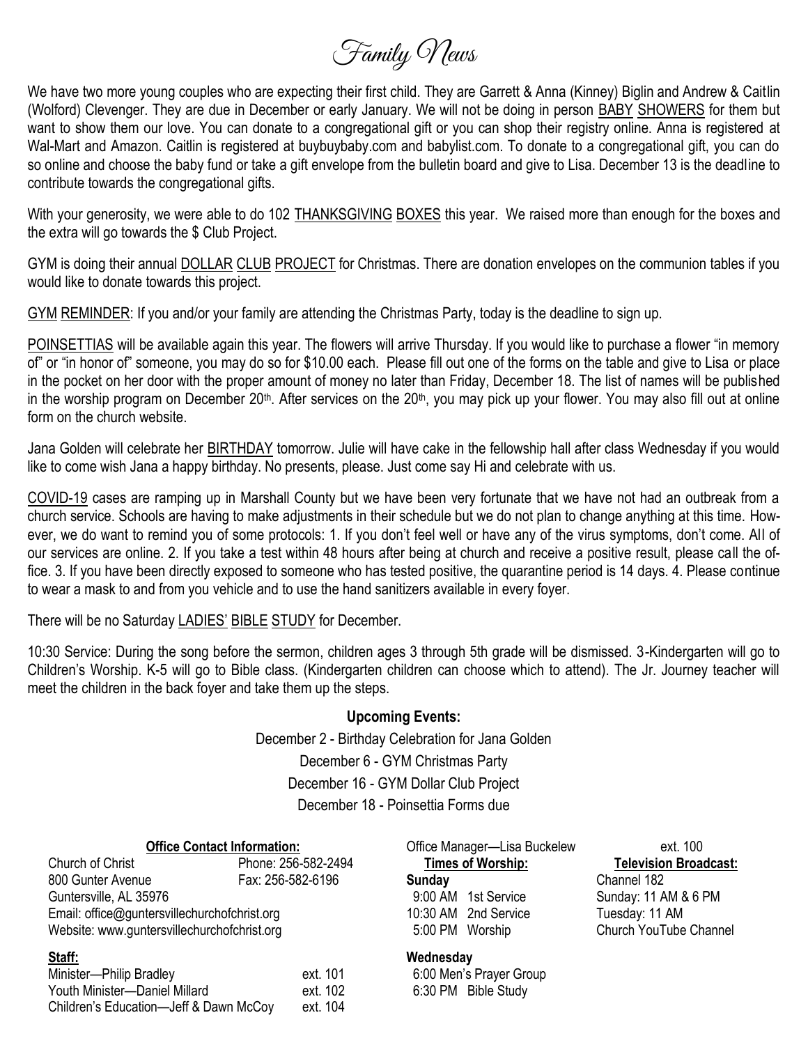# Family News

We have two more young couples who are expecting their first child. They are Garrett & Anna (Kinney) Biglin and Andrew & Caitlin (Wolford) Clevenger. They are due in December or early January. We will not be doing in person BABY SHOWERS for them but want to show them our love. You can donate to a congregational gift or you can shop their registry online. Anna is registered at Wal-Mart and Amazon. Caitlin is registered at buybuybaby.com and babylist.com. To donate to a congregational gift, you can do so online and choose the baby fund or take a gift envelope from the bulletin board and give to Lisa. December 13 is the deadline to contribute towards the congregational gifts.

With your generosity, we were able to do 102 THANKSGIVING BOXES this year. We raised more than enough for the boxes and the extra will go towards the $ Club Project.

GYM is doing their annual DOLLAR CLUB PROJECT for Christmas. There are donation envelopes on the communion tables if you would like to donate towards this project.

GYM REMINDER: If you and/or your family are attending the Christmas Party, today is the deadline to sign up.

POINSETTIAS will be available again this year. The flowers will arrive Thursday. If you would like to purchase a flower "in memory of" or "in honor of" someone, you may do so for $10.00 each. Please fill out one of the forms on the table and give to Lisa or place in the pocket on her door with the proper amount of money no later than Friday, December 18. The list of names will be published in the worship program on December 20th. After services on the 20th, you may pick up your flower. You may also fill out at online form on the church website.

Jana Golden will celebrate her BIRTHDAY tomorrow. Julie will have cake in the fellowship hall after class Wednesday if you would like to come wish Jana a happy birthday. No presents, please. Just come say Hi and celebrate with us.

COVID-19 cases are ramping up in Marshall County but we have been very fortunate that we have not had an outbreak from a church service. Schools are having to make adjustments in their schedule but we do not plan to change anything at this time. However, we do want to remind you of some protocols: 1. If you don't feel well or have any of the virus symptoms, don't come. All of our services are online. 2. If you take a test within 48 hours after being at church and receive a positive result, please call the office. 3. If you have been directly exposed to someone who has tested positive, the quarantine period is 14 days. 4. Please continue to wear a mask to and from you vehicle and to use the hand sanitizers available in every foyer.

There will be no Saturday LADIES' BIBLE STUDY for December.

10:30 Service: During the song before the sermon, children ages 3 through 5th grade will be dismissed. 3-Kindergarten will go to Children's Worship. K-5 will go to Bible class. (Kindergarten children can choose which to attend). The Jr. Journey teacher will meet the children in the back foyer and take them up the steps.

**Upcoming Events:**

December 2 - Birthday Celebration for Jana Golden
December 6 - GYM Christmas Party
December 16 - GYM Dollar Club Project
December 18 - Poinsettia Forms due

**Office Contact Information:**

Church of Christ — Phone: 256-582-2494
800 Gunter Avenue — Fax: 256-582-6196
Guntersville, AL 35976
Email: office@guntersvillechurchofchrist.org
Website: www.guntersvillechurchofchrist.org

**Staff:**

| | |
|---|---|
| Minister—Philip Bradley | ext. 101 |
| Youth Minister—Daniel Millard | ext. 102 |
| Children's Education—Jeff & Dawn McCoy | ext. 104 |
| Office Manager—Lisa Buckelew | ext. 100 |

**Times of Worship:**

**Sunday**
9:00 AM 1st Service
10:30 AM 2nd Service
5:00 PM Worship

**Wednesday**
6:00 Men's Prayer Group
6:30 PM Bible Study

**Television Broadcast:**

Channel 182
Sunday: 11 AM & 6 PM
Tuesday: 11 AM
Church YouTube Channel